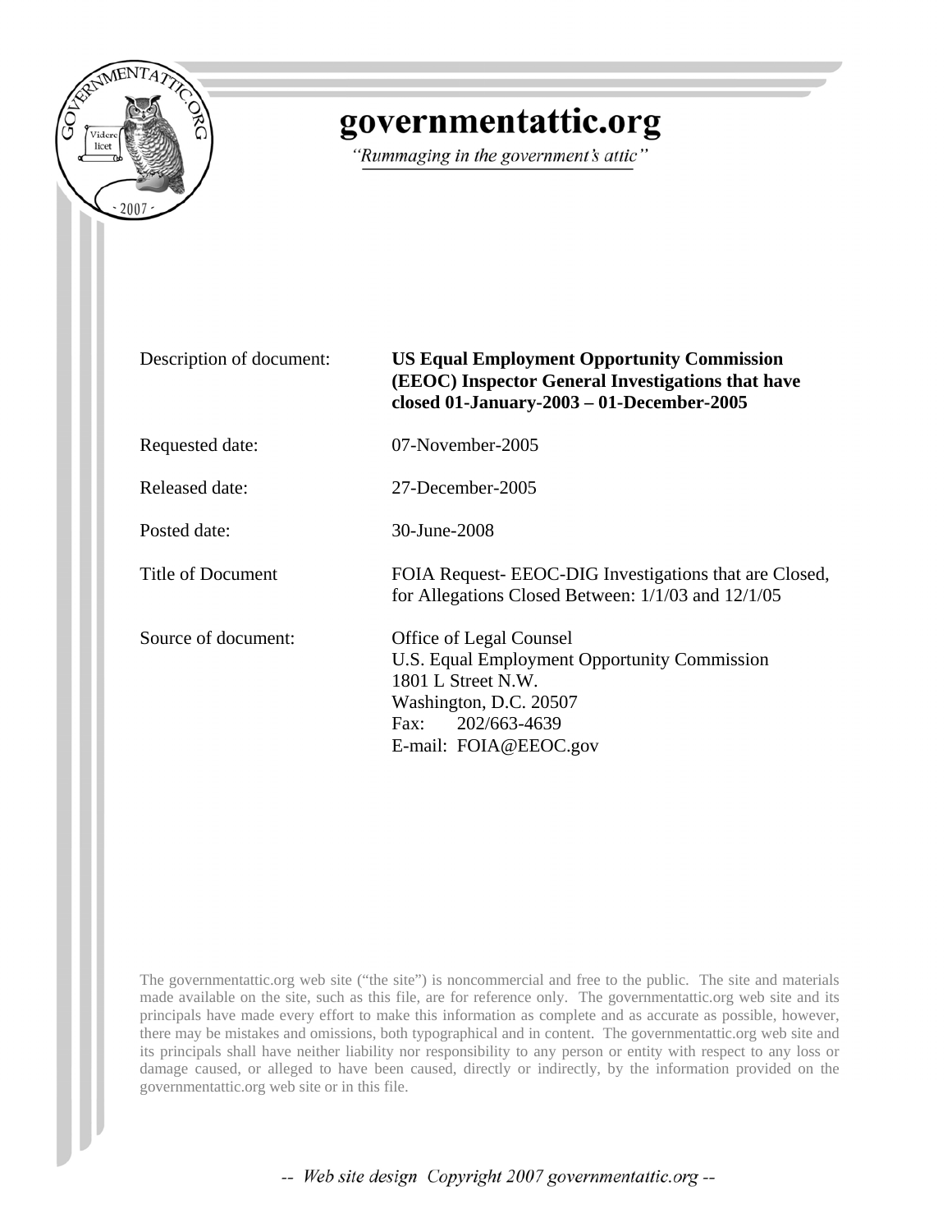# governmentattic.org

*"Rummaging in the government's attic"*

| | |
|---|---|
| Description of document: | **US Equal Employment Opportunity Commission (EEOC) Inspector General Investigations that have closed 01-January-2003 – 01-December-2005** |
| Requested date: | 07-November-2005 |
| Released date: | 27-December-2005 |
| Posted date: | 30-June-2008 |
| Title of Document | FOIA Request- EEOC-DIG Investigations that are Closed, for Allegations Closed Between: 1/1/03 and 12/1/05 |
| Source of document: | Office of Legal Counsel<br>U.S. Equal Employment Opportunity Commission<br>1801 L Street N.W.<br>Washington, D.C. 20507<br>Fax: 202/663-4639<br>E-mail: FOIA@EEOC.gov |

The governmentattic.org web site ("the site") is noncommercial and free to the public. The site and materials made available on the site, such as this file, are for reference only. The governmentattic.org web site and its principals have made every effort to make this information as complete and as accurate as possible, however, there may be mistakes and omissions, both typographical and in content. The governmentattic.org web site and its principals shall have neither liability nor responsibility to any person or entity with respect to any loss or damage caused, or alleged to have been caused, directly or indirectly, by the information provided on the governmentattic.org web site or in this file.

*-- Web site design Copyright 2007 governmentattic.org --*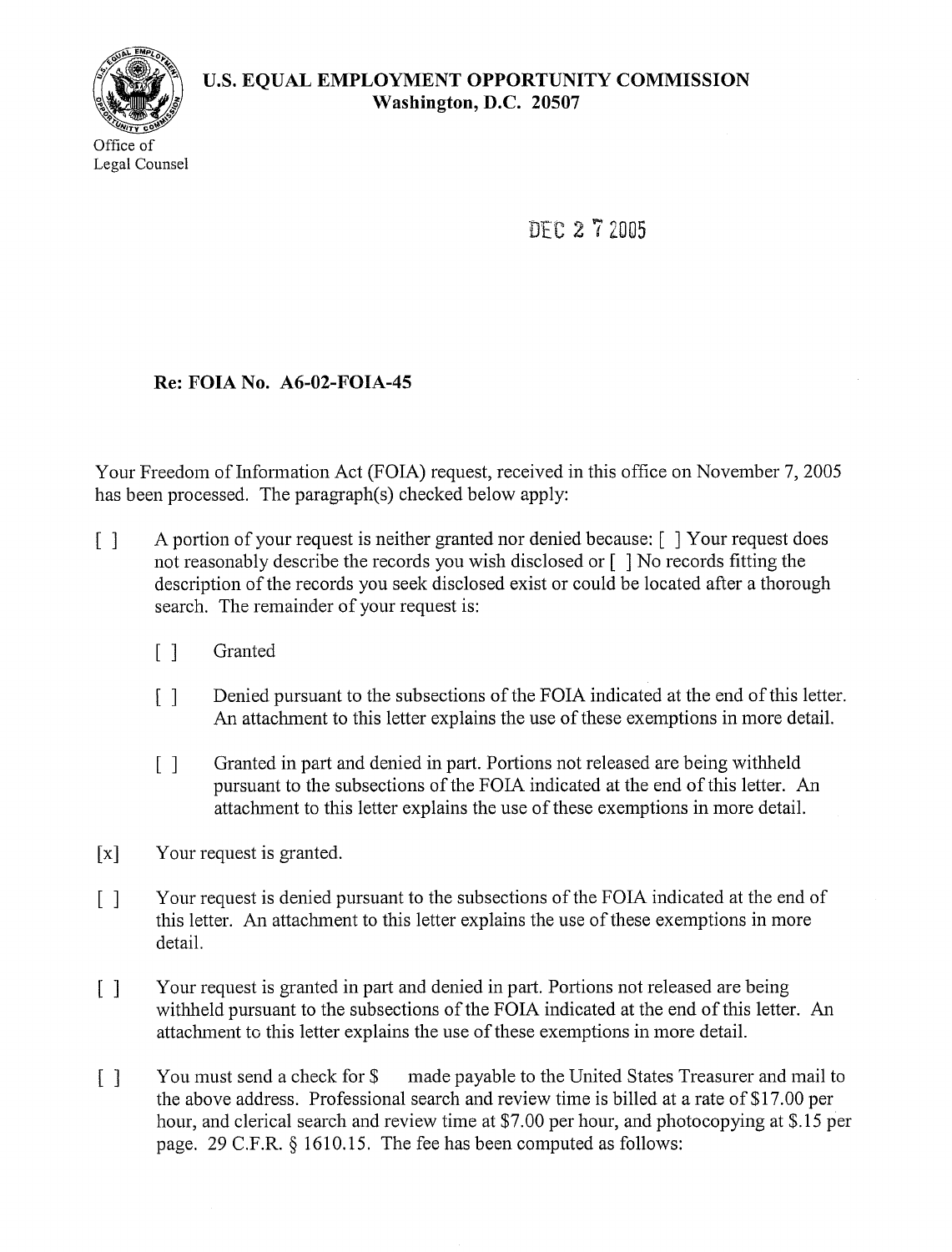**U.S. EQUAL EMPLOYMENT OPPORTUNITY COMMISSION**
**Washington, D.C. 20507**

Office of
Legal Counsel

DEC 27 2005

**Re: FOIA No. A6-02-FOIA-45**

Your Freedom of Information Act (FOIA) request, received in this office on November 7, 2005 has been processed. The paragraph(s) checked below apply:

[ ] A portion of your request is neither granted nor denied because: [ ] Your request does not reasonably describe the records you wish disclosed or [ ] No records fitting the description of the records you seek disclosed exist or could be located after a thorough search. The remainder of your request is:

- [ ] Granted
- [ ] Denied pursuant to the subsections of the FOIA indicated at the end of this letter. An attachment to this letter explains the use of these exemptions in more detail.
- [ ] Granted in part and denied in part. Portions not released are being withheld pursuant to the subsections of the FOIA indicated at the end of this letter. An attachment to this letter explains the use of these exemptions in more detail.

[x] Your request is granted.

[ ] Your request is denied pursuant to the subsections of the FOIA indicated at the end of this letter. An attachment to this letter explains the use of these exemptions in more detail.

[ ] Your request is granted in part and denied in part. Portions not released are being withheld pursuant to the subsections of the FOIA indicated at the end of this letter. An attachment to this letter explains the use of these exemptions in more detail.

[ ] You must send a check for $ made payable to the United States Treasurer and mail to the above address. Professional search and review time is billed at a rate of $17.00 per hour, and clerical search and review time at $7.00 per hour, and photocopying at $.15 per page. 29 C.F.R. § 1610.15. The fee has been computed as follows: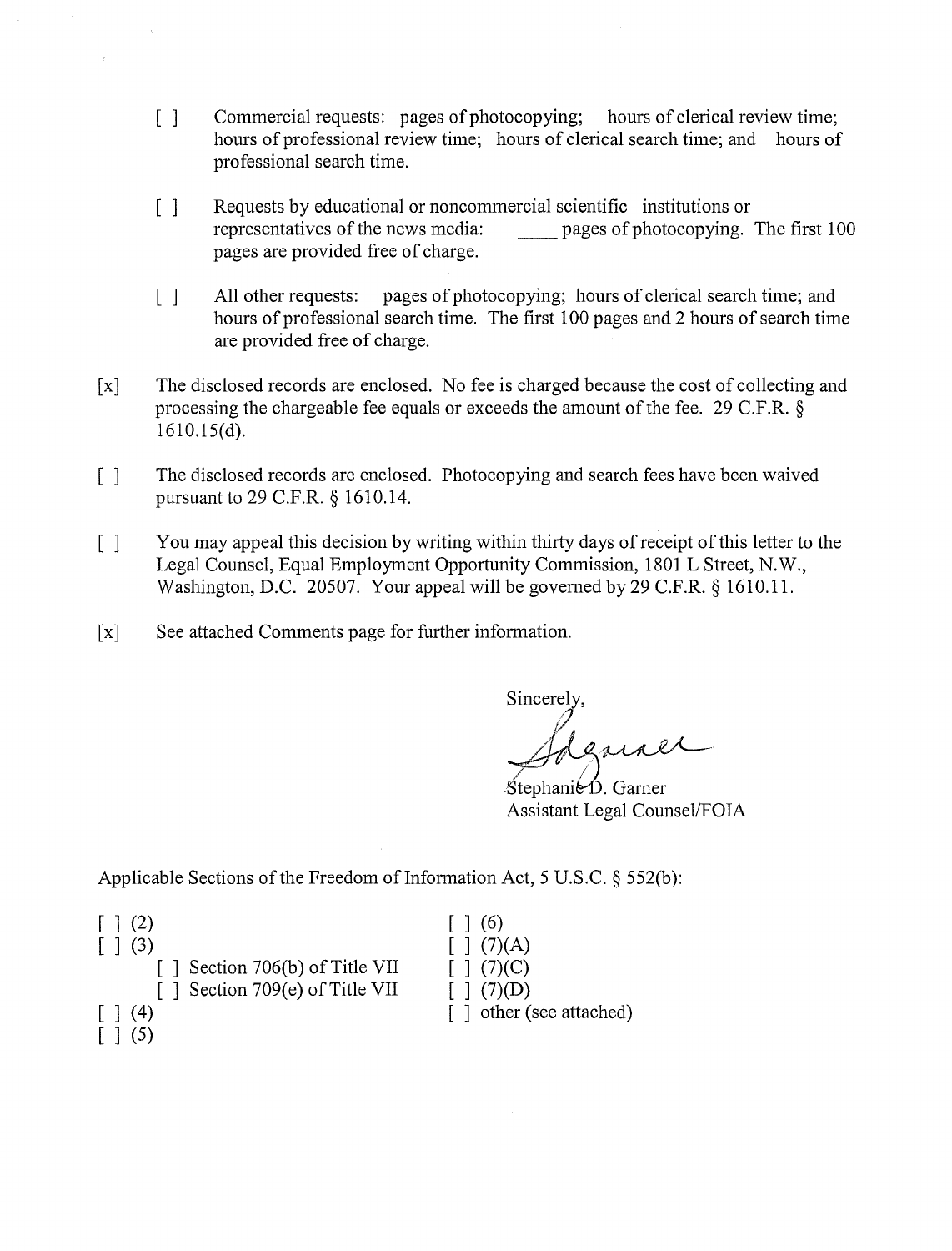- [ ] Commercial requests: pages of photocopying; hours of clerical review time; hours of professional review time; hours of clerical search time; and hours of professional search time.

- [ ] Requests by educational or noncommercial scientific institutions or representatives of the news media: ____ pages of photocopying. The first 100 pages are provided free of charge.

- [ ] All other requests: pages of photocopying; hours of clerical search time; and hours of professional search time. The first 100 pages and 2 hours of search time are provided free of charge.

[x] The disclosed records are enclosed. No fee is charged because the cost of collecting and processing the chargeable fee equals or exceeds the amount of the fee. 29 C.F.R. § 1610.15(d).

[ ] The disclosed records are enclosed. Photocopying and search fees have been waived pursuant to 29 C.F.R. § 1610.14.

[ ] You may appeal this decision by writing within thirty days of receipt of this letter to the Legal Counsel, Equal Employment Opportunity Commission, 1801 L Street, N.W., Washington, D.C. 20507. Your appeal will be governed by 29 C.F.R. § 1610.11.

[x] See attached Comments page for further information.

Sincerely,

Stephanie D. Garner
Assistant Legal Counsel/FOIA

Applicable Sections of the Freedom of Information Act, 5 U.S.C. § 552(b):

[ ] (2)
[ ] (3)
    [ ] Section 706(b) of Title VII
    [ ] Section 709(e) of Title VII
[ ] (4)
[ ] (5)
[ ] (6)
[ ] (7)(A)
[ ] (7)(C)
[ ] (7)(D)
[ ] other (see attached)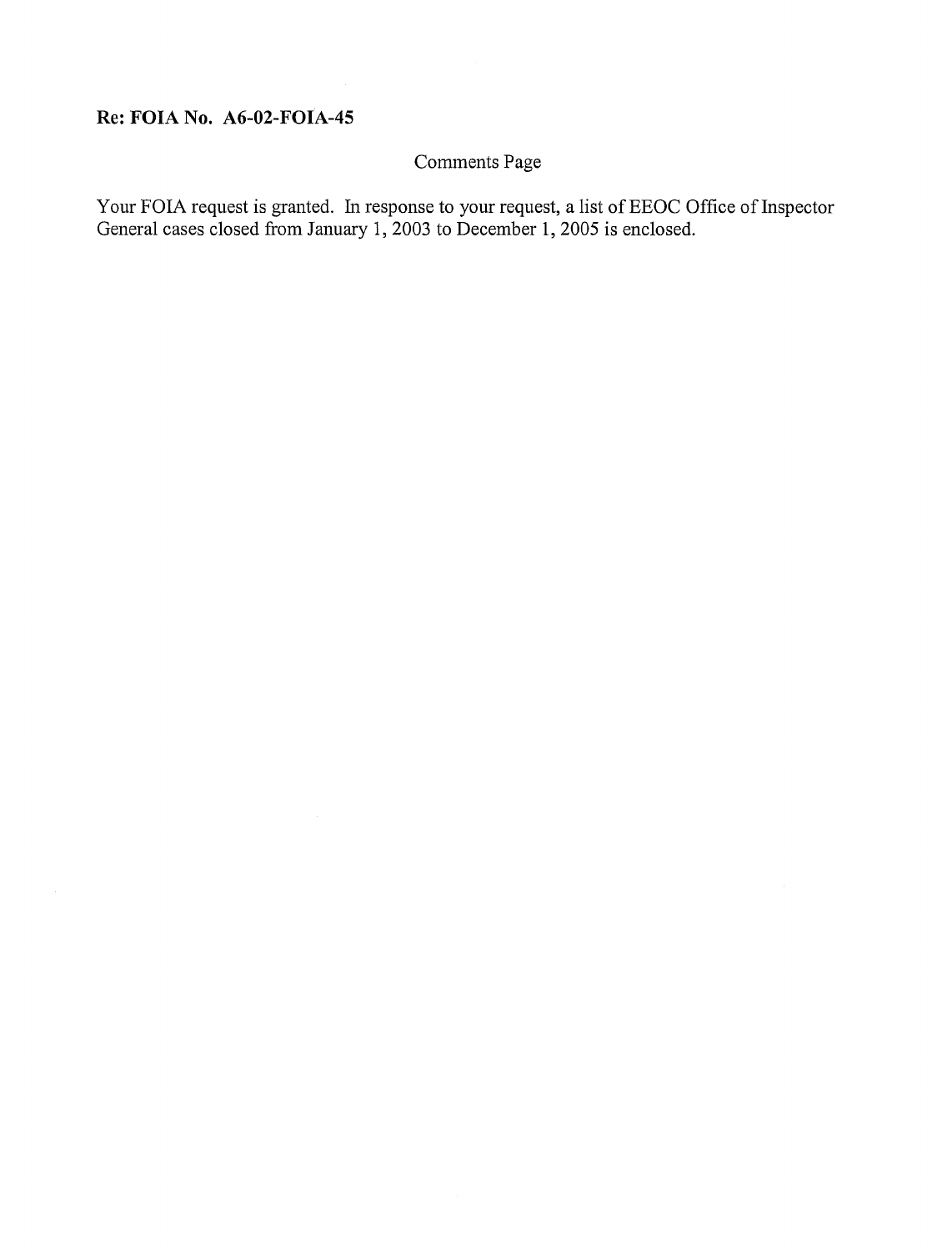**Re: FOIA No. A6-02-FOIA-45**

Comments Page

Your FOIA request is granted. In response to your request, a list of EEOC Office of Inspector General cases closed from January 1, 2003 to December 1, 2005 is enclosed.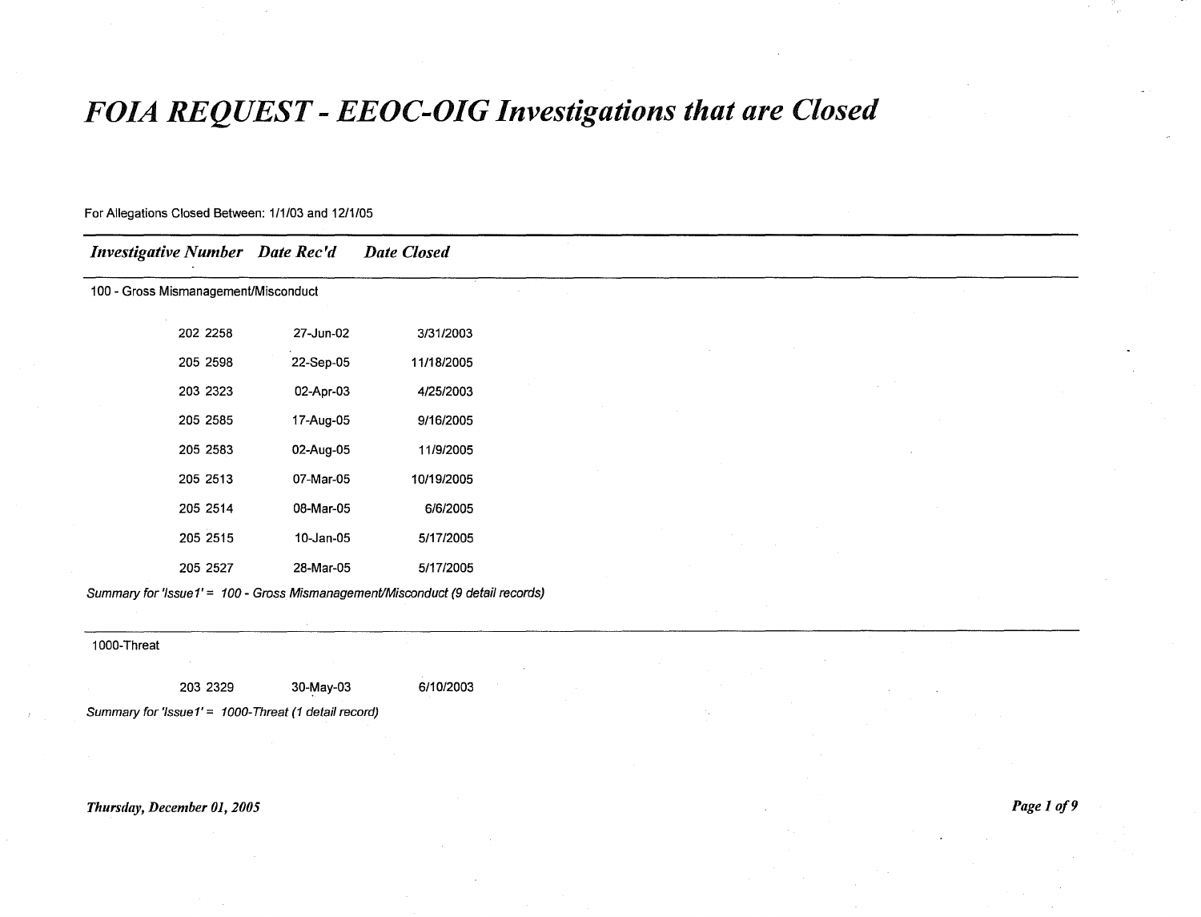# *FOIA REQUEST - EEOC-OIG Investigations that are Closed*

For Allegations Closed Between: 1/1/03 and 12/1/05

| *Investigative Number* | *Date Rec'd* | *Date Closed* |
|---|---|---|
| 100 - Gross Mismanagement/Misconduct | | |
| 202 2258 | 27-Jun-02 | 3/31/2003 |
| 205 2598 | 22-Sep-05 | 11/18/2005 |
| 203 2323 | 02-Apr-03 | 4/25/2003 |
| 205 2585 | 17-Aug-05 | 9/16/2005 |
| 205 2583 | 02-Aug-05 | 11/9/2005 |
| 205 2513 | 07-Mar-05 | 10/19/2005 |
| 205 2514 | 08-Mar-05 | 6/6/2005 |
| 205 2515 | 10-Jan-05 | 5/17/2005 |
| 205 2527 | 28-Mar-05 | 5/17/2005 |

*Summary for 'Issue1' = 100 - Gross Mismanagement/Misconduct (9 detail records)*

| *Investigative Number* | *Date Rec'd* | *Date Closed* |
|---|---|---|
| 1000-Threat | | |
| 203 2329 | 30-May-03 | 6/10/2003 |

*Summary for 'Issue1' = 1000-Threat (1 detail record)*

*Thursday, December 01, 2005*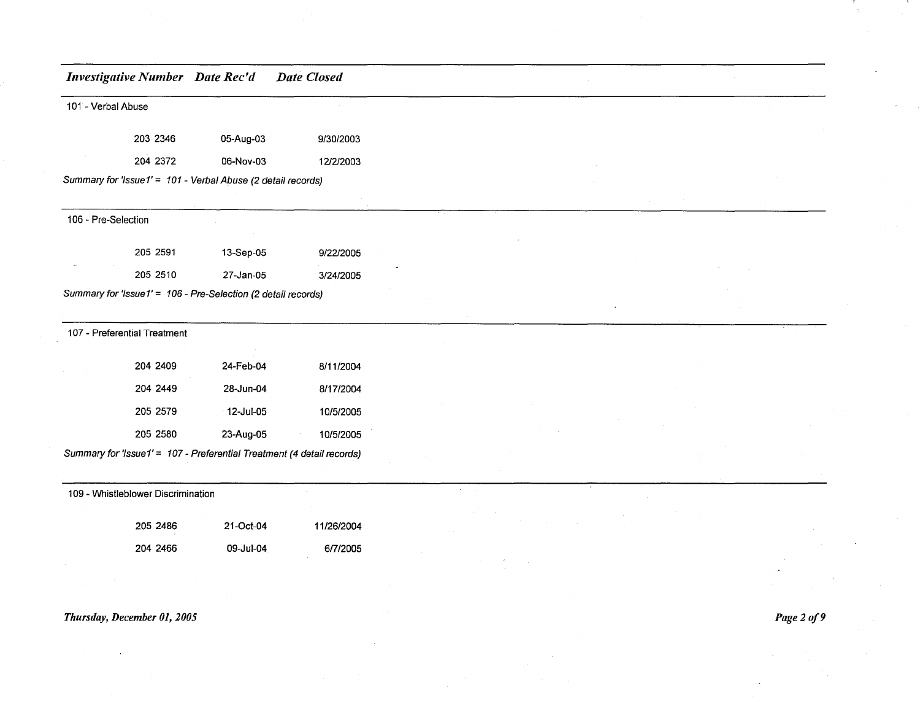| Investigative Number | Date Rec'd | Date Closed |
|---|---|---|
| **101 - Verbal Abuse** | | |
| 203 2346 | 05-Aug-03 | 9/30/2003 |
| 204 2372 | 06-Nov-03 | 12/2/2003 |
| *Summary for 'Issue1' = 101 - Verbal Abuse (2 detail records)* | | |
| **106 - Pre-Selection** | | |
| 205 2591 | 13-Sep-05 | 9/22/2005 |
| 205 2510 | 27-Jan-05 | 3/24/2005 |
| *Summary for 'Issue1' = 106 - Pre-Selection (2 detail records)* | | |
| **107 - Preferential Treatment** | | |
| 204 2409 | 24-Feb-04 | 8/11/2004 |
| 204 2449 | 28-Jun-04 | 8/17/2004 |
| 205 2579 | 12-Jul-05 | 10/5/2005 |
| 205 2580 | 23-Aug-05 | 10/5/2005 |
| *Summary for 'Issue1' = 107 - Preferential Treatment (4 detail records)* | | |
| **109 - Whistleblower Discrimination** | | |
| 205 2486 | 21-Oct-04 | 11/26/2004 |
| 204 2466 | 09-Jul-04 | 6/7/2005 |

*Thursday, December 01, 2005*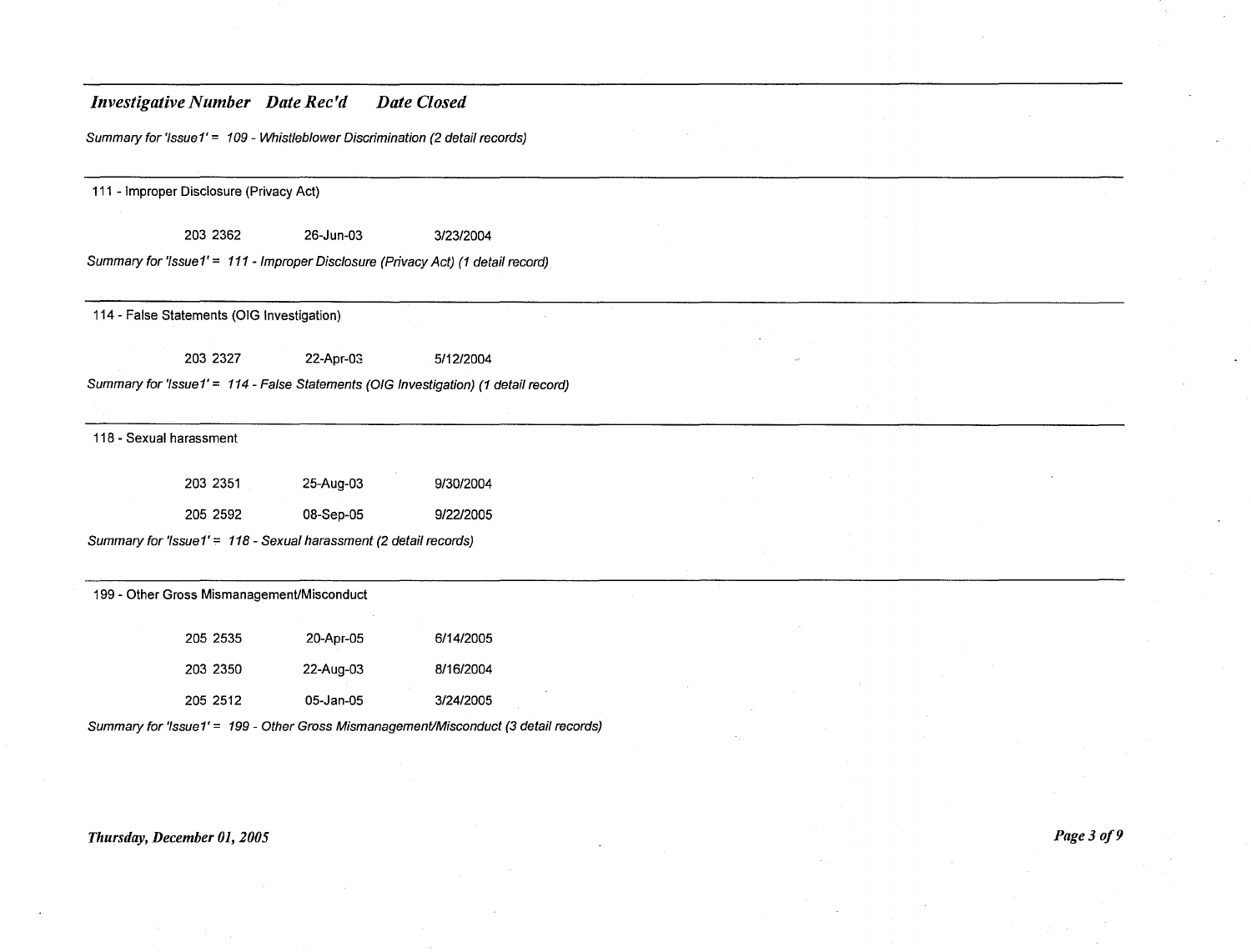| Investigative Number | Date Rec'd | Date Closed |
|---|---|---|

*Summary for 'Issue1' = 109 - Whistleblower Discrimination (2 detail records)*

---

111 - Improper Disclosure (Privacy Act)

| Investigative Number | Date Rec'd | Date Closed |
|---|---|---|
| 203 2362 | 26-Jun-03 | 3/23/2004 |

*Summary for 'Issue1' = 111 - Improper Disclosure (Privacy Act) (1 detail record)*

---

114 - False Statements (OIG Investigation)

| Investigative Number | Date Rec'd | Date Closed |
|---|---|---|
| 203 2327 | 22-Apr-03 | 5/12/2004 |

*Summary for 'Issue1' = 114 - False Statements (OIG Investigation) (1 detail record)*

---

118 - Sexual harassment

| Investigative Number | Date Rec'd | Date Closed |
|---|---|---|
| 203 2351 | 25-Aug-03 | 9/30/2004 |
| 205 2592 | 08-Sep-05 | 9/22/2005 |

*Summary for 'Issue1' = 118 - Sexual harassment (2 detail records)*

---

199 - Other Gross Mismanagement/Misconduct

| Investigative Number | Date Rec'd | Date Closed |
|---|---|---|
| 205 2535 | 20-Apr-05 | 6/14/2005 |
| 203 2350 | 22-Aug-03 | 8/16/2004 |
| 205 2512 | 05-Jan-05 | 3/24/2005 |

*Summary for 'Issue1' = 199 - Other Gross Mismanagement/Misconduct (3 detail records)*

***Thursday, December 01, 2005***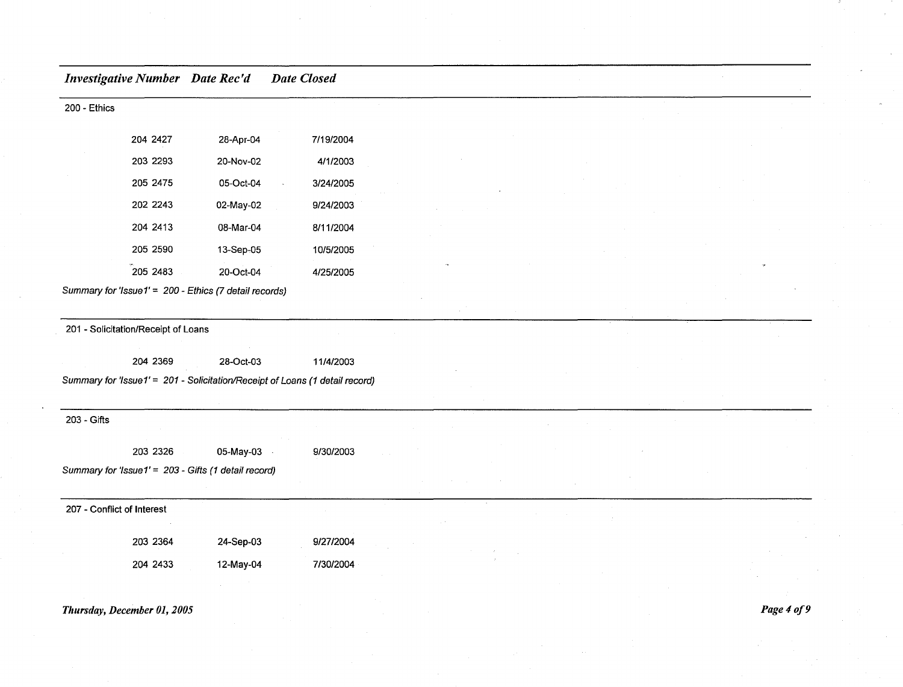| *Investigative Number* | *Date Rec'd* | *Date Closed* |
| --- | --- | --- |
| 200 - Ethics | | |
| 204 2427 | 28-Apr-04 | 7/19/2004 |
| 203 2293 | 20-Nov-02 | 4/1/2003 |
| 205 2475 | 05-Oct-04 | 3/24/2005 |
| 202 2243 | 02-May-02 | 9/24/2003 |
| 204 2413 | 08-Mar-04 | 8/11/2004 |
| 205 2590 | 13-Sep-05 | 10/5/2005 |
| 205 2483 | 20-Oct-04 | 4/25/2005 |

*Summary for 'Issue1' = 200 - Ethics (7 detail records)*

| *Investigative Number* | *Date Rec'd* | *Date Closed* |
| --- | --- | --- |
| 201 - Solicitation/Receipt of Loans | | |
| 204 2369 | 28-Oct-03 | 11/4/2003 |

*Summary for 'Issue1' = 201 - Solicitation/Receipt of Loans (1 detail record)*

| *Investigative Number* | *Date Rec'd* | *Date Closed* |
| --- | --- | --- |
| 203 - Gifts | | |
| 203 2326 | 05-May-03 | 9/30/2003 |

*Summary for 'Issue1' = 203 - Gifts (1 detail record)*

| *Investigative Number* | *Date Rec'd* | *Date Closed* |
| --- | --- | --- |
| 207 - Conflict of Interest | | |
| 203 2364 | 24-Sep-03 | 9/27/2004 |
| 204 2433 | 12-May-04 | 7/30/2004 |

*Thursday, December 01, 2005*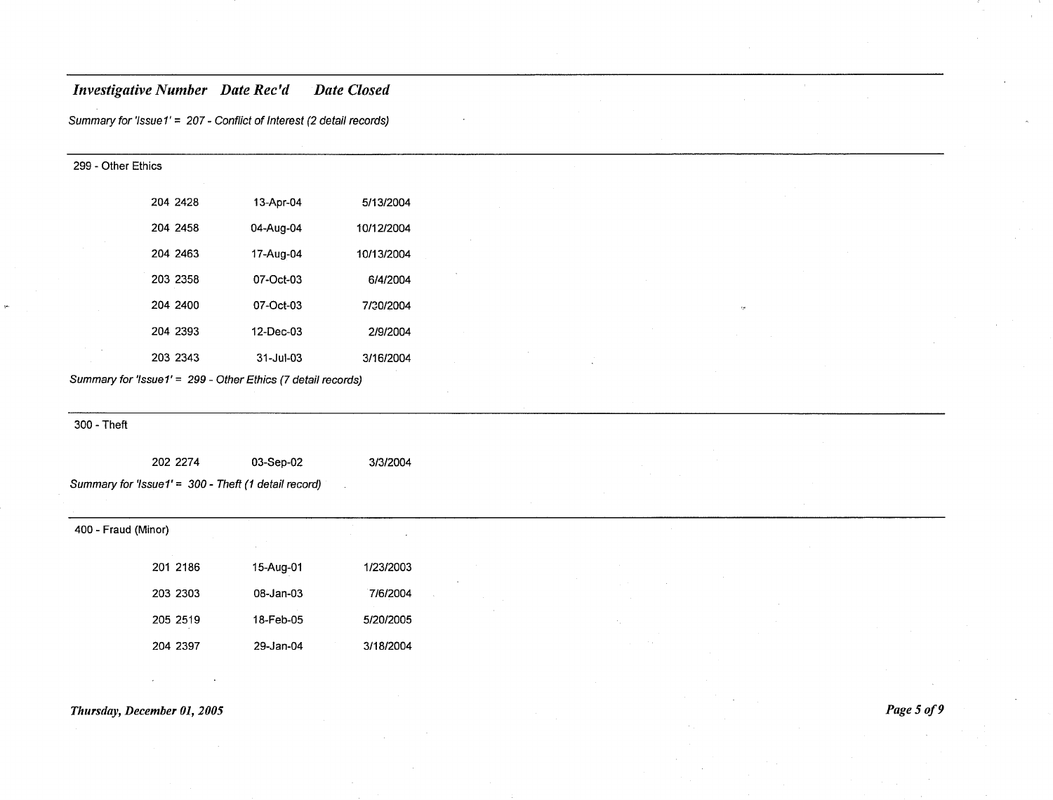| Investigative Number | Date Rec'd | Date Closed |
|---|---|---|

*Summary for 'Issue1' = 207 - Conflict of Interest (2 detail records)*

299 - Other Ethics

| Investigative Number | Date Rec'd | Date Closed |
|---|---|---|
| 204 2428 | 13-Apr-04 | 5/13/2004 |
| 204 2458 | 04-Aug-04 | 10/12/2004 |
| 204 2463 | 17-Aug-04 | 10/13/2004 |
| 203 2358 | 07-Oct-03 | 6/4/2004 |
| 204 2400 | 07-Oct-03 | 7/30/2004 |
| 204 2393 | 12-Dec-03 | 2/9/2004 |
| 203 2343 | 31-Jul-03 | 3/16/2004 |

*Summary for 'Issue1' = 299 - Other Ethics (7 detail records)*

300 - Theft

| Investigative Number | Date Rec'd | Date Closed |
|---|---|---|
| 202 2274 | 03-Sep-02 | 3/3/2004 |

*Summary for 'Issue1' = 300 - Theft (1 detail record)*

400 - Fraud (Minor)

| Investigative Number | Date Rec'd | Date Closed |
|---|---|---|
| 201 2186 | 15-Aug-01 | 1/23/2003 |
| 203 2303 | 08-Jan-03 | 7/6/2004 |
| 205 2519 | 18-Feb-05 | 5/20/2005 |
| 204 2397 | 29-Jan-04 | 3/18/2004 |

*Thursday, December 01, 2005*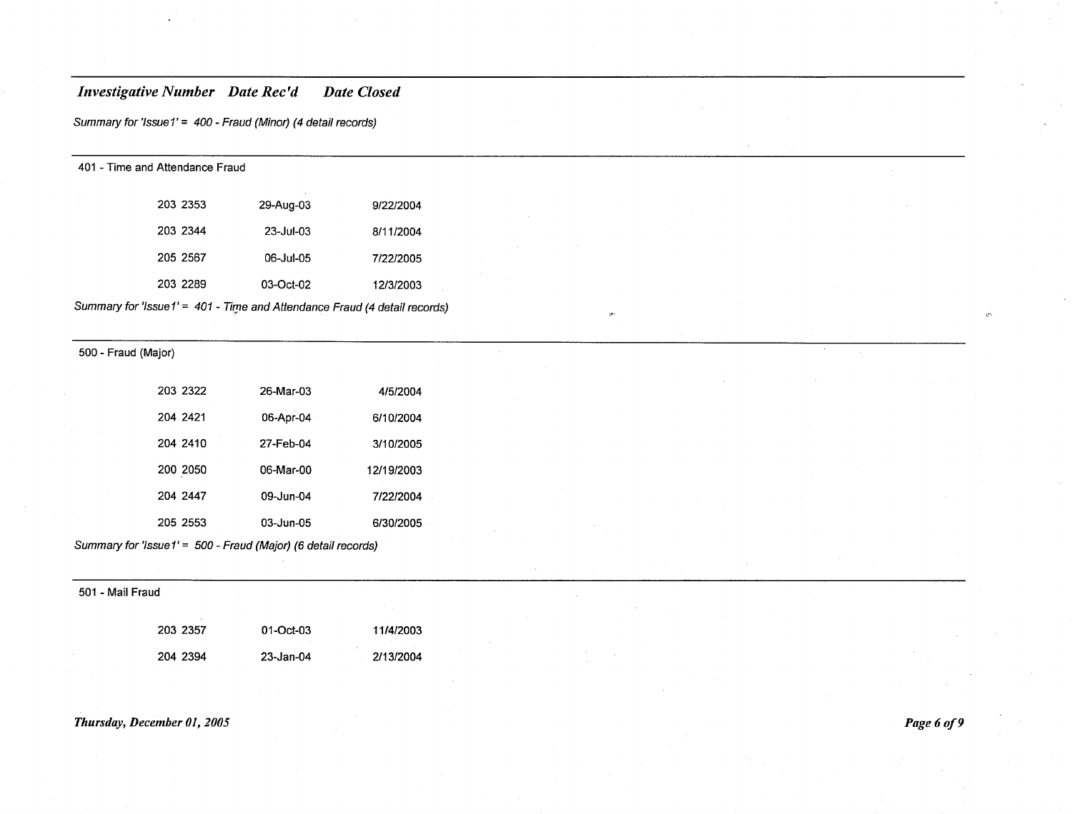| Investigative Number | Date Rec'd | Date Closed |
|---|---|---|

*Summary for 'Issue1' = 400 - Fraud (Minor) (4 detail records)*

401 - Time and Attendance Fraud

| Investigative Number | Date Rec'd | Date Closed |
|---|---|---|
| 203 2353 | 29-Aug-03 | 9/22/2004 |
| 203 2344 | 23-Jul-03 | 8/11/2004 |
| 205 2567 | 06-Jul-05 | 7/22/2005 |
| 203 2289 | 03-Oct-02 | 12/3/2003 |

*Summary for 'Issue1' = 401 - Time and Attendance Fraud (4 detail records)*

500 - Fraud (Major)

| Investigative Number | Date Rec'd | Date Closed |
|---|---|---|
| 203 2322 | 26-Mar-03 | 4/5/2004 |
| 204 2421 | 06-Apr-04 | 6/10/2004 |
| 204 2410 | 27-Feb-04 | 3/10/2005 |
| 200 2050 | 06-Mar-00 | 12/19/2003 |
| 204 2447 | 09-Jun-04 | 7/22/2004 |
| 205 2553 | 03-Jun-05 | 6/30/2005 |

*Summary for 'Issue1' = 500 - Fraud (Major) (6 detail records)*

501 - Mail Fraud

| Investigative Number | Date Rec'd | Date Closed |
|---|---|---|
| 203 2357 | 01-Oct-03 | 11/4/2003 |
| 204 2394 | 23-Jan-04 | 2/13/2004 |

*Thursday, December 01, 2005*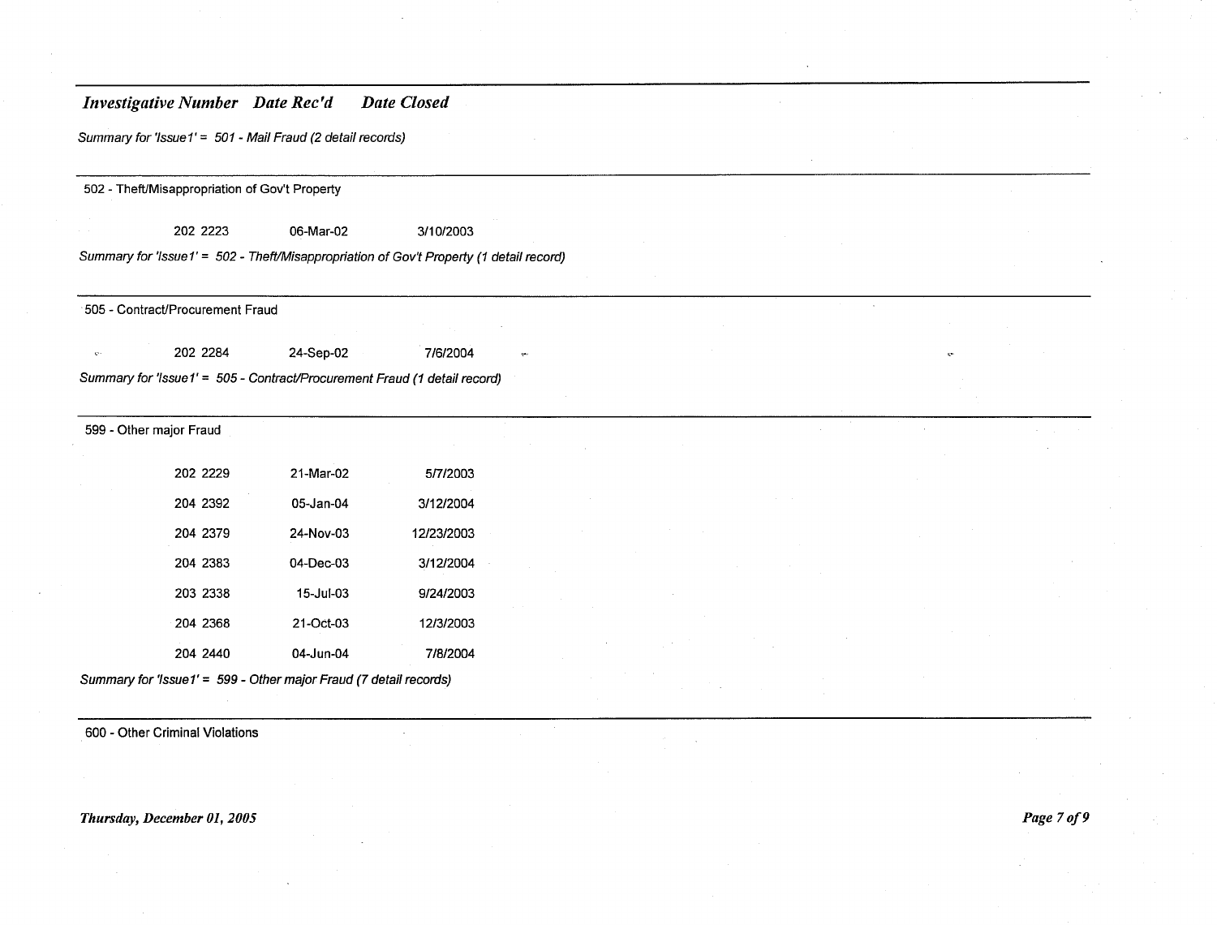| Investigative Number | Date Rec'd | Date Closed |
|---|---|---|

*Summary for 'Issue1' = 501 - Mail Fraud (2 detail records)*

502 - Theft/Misappropriation of Gov't Property

| Investigative Number | Date Rec'd | Date Closed |
|---|---|---|
| 202 2223 | 06-Mar-02 | 3/10/2003 |

*Summary for 'Issue1' = 502 - Theft/Misappropriation of Gov't Property (1 detail record)*

505 - Contract/Procurement Fraud

| Investigative Number | Date Rec'd | Date Closed |
|---|---|---|
| 202 2284 | 24-Sep-02 | 7/6/2004 |

*Summary for 'Issue1' = 505 - Contract/Procurement Fraud (1 detail record)*

599 - Other major Fraud

| Investigative Number | Date Rec'd | Date Closed |
|---|---|---|
| 202 2229 | 21-Mar-02 | 5/7/2003 |
| 204 2392 | 05-Jan-04 | 3/12/2004 |
| 204 2379 | 24-Nov-03 | 12/23/2003 |
| 204 2383 | 04-Dec-03 | 3/12/2004 |
| 203 2338 | 15-Jul-03 | 9/24/2003 |
| 204 2368 | 21-Oct-03 | 12/3/2003 |
| 204 2440 | 04-Jun-04 | 7/8/2004 |

*Summary for 'Issue1' = 599 - Other major Fraud (7 detail records)*

600 - Other Criminal Violations

***Thursday, December 01, 2005***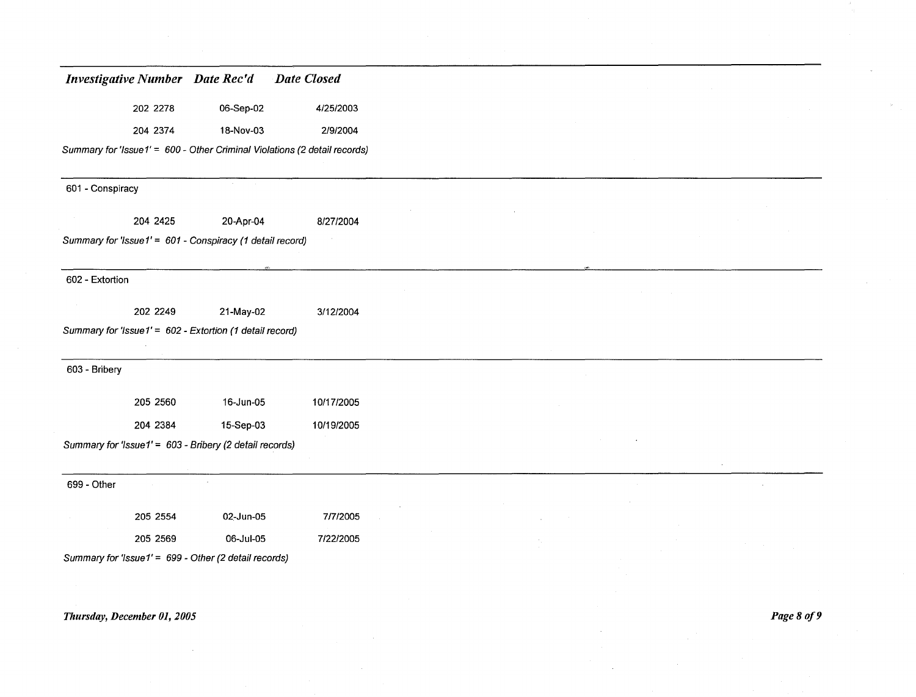| Investigative Number | Date Rec'd | Date Closed |
|---|---|---|
| 202 2278 | 06-Sep-02 | 4/25/2003 |
| 204 2374 | 18-Nov-03 | 2/9/2004 |

*Summary for 'Issue1' = 600 - Other Criminal Violations (2 detail records)*

601 - Conspiracy

| Investigative Number | Date Rec'd | Date Closed |
|---|---|---|
| 204 2425 | 20-Apr-04 | 8/27/2004 |

*Summary for 'Issue1' = 601 - Conspiracy (1 detail record)*

602 - Extortion

| Investigative Number | Date Rec'd | Date Closed |
|---|---|---|
| 202 2249 | 21-May-02 | 3/12/2004 |

*Summary for 'Issue1' = 602 - Extortion (1 detail record)*

603 - Bribery

| Investigative Number | Date Rec'd | Date Closed |
|---|---|---|
| 205 2560 | 16-Jun-05 | 10/17/2005 |
| 204 2384 | 15-Sep-03 | 10/19/2005 |

*Summary for 'Issue1' = 603 - Bribery (2 detail records)*

699 - Other

| Investigative Number | Date Rec'd | Date Closed |
|---|---|---|
| 205 2554 | 02-Jun-05 | 7/7/2005 |
| 205 2569 | 06-Jul-05 | 7/22/2005 |

*Summary for 'Issue1' = 699 - Other (2 detail records)*

*Thursday, December 01, 2005*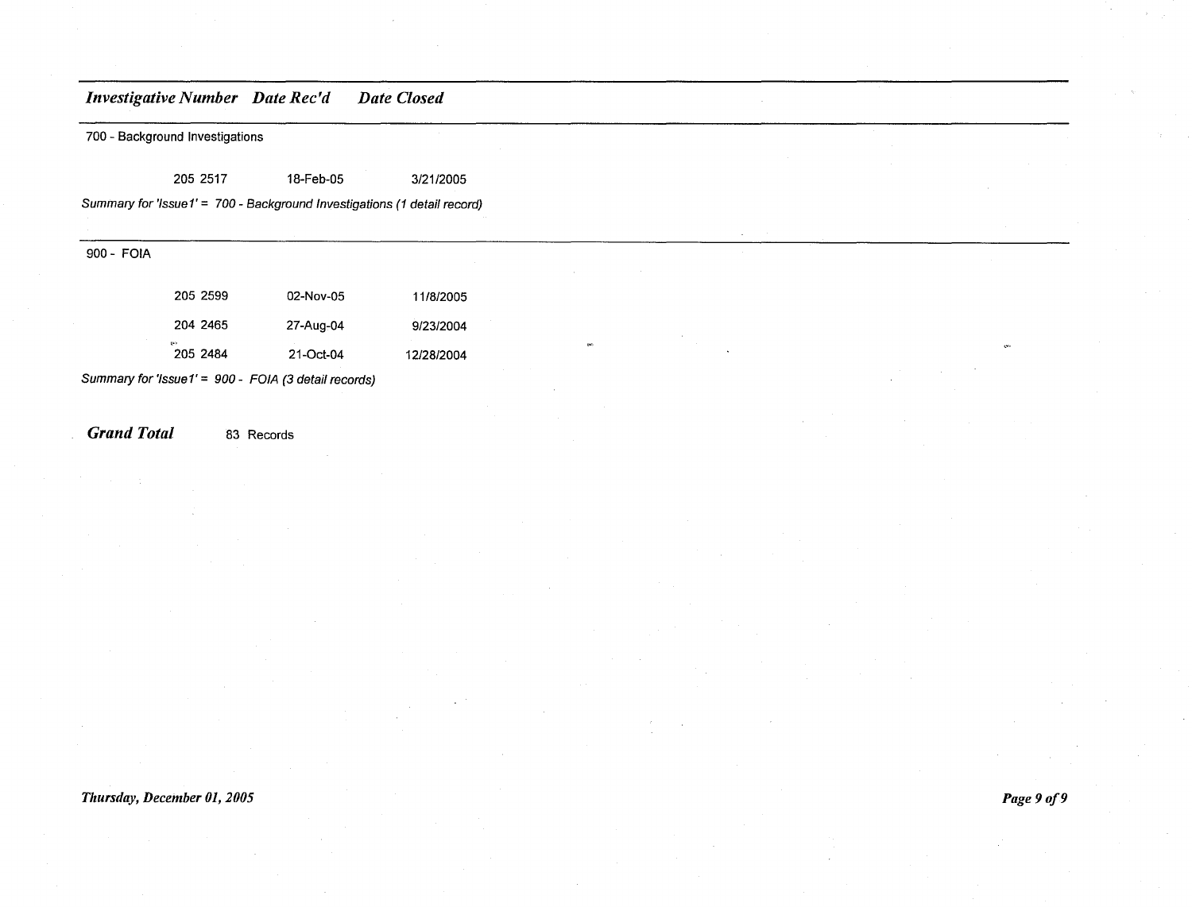| Investigative Number | Date Rec'd | Date Closed |
|---|---|---|
| 700 - Background Investigations | | |
| 205 2517 | 18-Feb-05 | 3/21/2005 |

*Summary for 'Issue1' = 700 - Background Investigations (1 detail record)*

| Investigative Number | Date Rec'd | Date Closed |
|---|---|---|
| 900 - FOIA | | |
| 205 2599 | 02-Nov-05 | 11/8/2005 |
| 204 2465 | 27-Aug-04 | 9/23/2004 |
| 205 2484 | 21-Oct-04 | 12/28/2004 |

*Summary for 'Issue1' = 900 - FOIA (3 detail records)*

***Grand Total*** 83 Records

*Thursday, December 01, 2005*